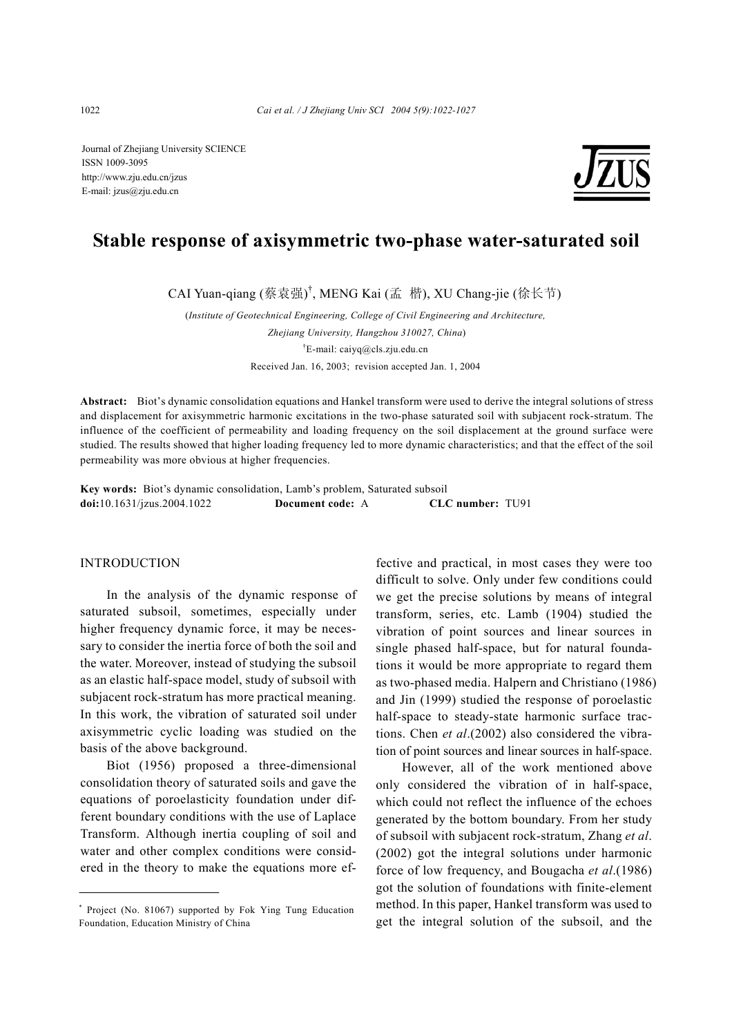Journal of Zhejiang University SCIENCE
ISSN 1009-3095
http://www.zju.edu.cn/jzus
E-mail: jzus@zju.edu.cn

# Stable response of axisymmetric two-phase water-saturated soil

CAI Yuan-qiang (蔡袁强)[†], MENG Kai (孟 楷), XU Chang-jie (徐长节)

(*Institute of Geotechnical Engineering, College of Civil Engineering and Architecture, Zhejiang University, Hangzhou 310027, China*)

[†]E-mail: caiyq@cls.zju.edu.cn

Received Jan. 16, 2003; revision accepted Jan. 1, 2004

**Abstract:** Biot's dynamic consolidation equations and Hankel transform were used to derive the integral solutions of stress and displacement for axisymmetric harmonic excitations in the two-phase saturated soil with subjacent rock-stratum. The influence of the coefficient of permeability and loading frequency on the soil displacement at the ground surface were studied. The results showed that higher loading frequency led to more dynamic characteristics; and that the effect of the soil permeability was more obvious at higher frequencies.

**Key words:** Biot's dynamic consolidation, Lamb's problem, Saturated subsoil

**doi:**10.1631/jzus.2004.1022 **Document code:** A **CLC number:** TU91

## INTRODUCTION

In the analysis of the dynamic response of saturated subsoil, sometimes, especially under higher frequency dynamic force, it may be necessary to consider the inertia force of both the soil and the water. Moreover, instead of studying the subsoil as an elastic half-space model, study of subsoil with subjacent rock-stratum has more practical meaning. In this work, the vibration of saturated soil under axisymmetric cyclic loading was studied on the basis of the above background.

Biot (1956) proposed a three-dimensional consolidation theory of saturated soils and gave the equations of poroelasticity foundation under different boundary conditions with the use of Laplace Transform. Although inertia coupling of soil and water and other complex conditions were considered in the theory to make the equations more effective and practical, in most cases they were too difficult to solve. Only under few conditions could we get the precise solutions by means of integral transform, series, etc. Lamb (1904) studied the vibration of point sources and linear sources in single phased half-space, but for natural foundations it would be more appropriate to regard them as two-phased media. Halpern and Christiano (1986) and Jin (1999) studied the response of poroelastic half-space to steady-state harmonic surface tractions. Chen *et al*.(2002) also considered the vibration of point sources and linear sources in half-space.

However, all of the work mentioned above only considered the vibration of in half-space, which could not reflect the influence of the echoes generated by the bottom boundary. From her study of subsoil with subjacent rock-stratum, Zhang *et al*. (2002) got the integral solutions under harmonic force of low frequency, and Bougacha *et al*.(1986) got the solution of foundations with finite-element method. In this paper, Hankel transform was used to get the integral solution of the subsoil, and the

---

\* Project (No. 81067) supported by Fok Ying Tung Education Foundation, Education Ministry of China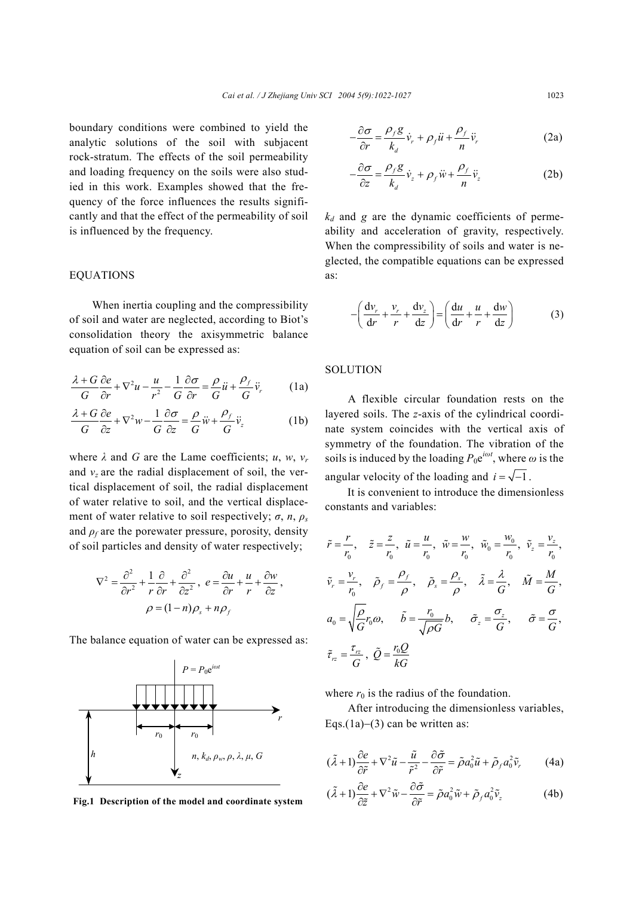boundary conditions were combined to yield the analytic solutions of the soil with subjacent rock-stratum. The effects of the soil permeability and loading frequency on the soils were also studied in this work. Examples showed that the frequency of the force influences the results significantly and that the effect of the permeability of soil is influenced by the frequency.

## EQUATIONS

When inertia coupling and the compressibility of soil and water are neglected, according to Biot's consolidation theory the axisymmetric balance equation of soil can be expressed as:

$$\frac{\lambda+G}{G}\frac{\partial e}{\partial r}+\nabla^2 u-\frac{u}{r^2}-\frac{1}{G}\frac{\partial \sigma}{\partial r}=\frac{\rho}{G}\ddot{u}+\frac{\rho_f}{G}\ddot{v}_r \tag{1a}$$

$$\frac{\lambda+G}{G}\frac{\partial e}{\partial z}+\nabla^2 w-\frac{1}{G}\frac{\partial \sigma}{\partial z}=\frac{\rho}{G}\ddot{w}+\frac{\rho_f}{G}\ddot{v}_z \tag{1b}$$

where $\lambda$ and $G$ are the Lame coefficients; $u$, $w$, $v_r$ and $v_z$ are the radial displacement of soil, the vertical displacement of soil, the radial displacement of water relative to soil, and the vertical displacement of water relative to soil respectively; $\sigma$, $n$, $\rho_s$ and $\rho_f$ are the porewater pressure, porosity, density of soil particles and density of water respectively;

$$\nabla^2=\frac{\partial^2}{\partial r^2}+\frac{1}{r}\frac{\partial}{\partial r}+\frac{\partial^2}{\partial z^2},\ e=\frac{\partial u}{\partial r}+\frac{u}{r}+\frac{\partial w}{\partial z},$$

$$\rho=(1-n)\rho_s+n\rho_f$$

The balance equation of water can be expressed as:

Fig.1 Description of the model and coordinate system

$$-\frac{\partial \sigma}{\partial r}=\frac{\rho_f g}{k_d}\dot{v}_r+\rho_f\ddot{u}+\frac{\rho_f}{n}\ddot{v}_r \tag{2a}$$

$$-\frac{\partial \sigma}{\partial z}=\frac{\rho_f g}{k_d}\dot{v}_z+\rho_f\ddot{w}+\frac{\rho_f}{n}\ddot{v}_z \tag{2b}$$

$k_d$ and $g$ are the dynamic coefficients of permeability and acceleration of gravity, respectively. When the compressibility of soils and water is neglected, the compatible equations can be expressed as:

$$-\left(\frac{\mathrm{d}v_r}{\mathrm{d}r}+\frac{v_r}{r}+\frac{\mathrm{d}v_z}{\mathrm{d}z}\right)=\left(\frac{\mathrm{d}u}{\mathrm{d}r}+\frac{u}{r}+\frac{\mathrm{d}w}{\mathrm{d}z}\right) \tag{3}$$

## SOLUTION

A flexible circular foundation rests on the layered soils. The $z$-axis of the cylindrical coordinate system coincides with the vertical axis of symmetry of the foundation. The vibration of the soils is induced by the loading $P_0e^{i\omega t}$, where $\omega$ is the angular velocity of the loading and $i=\sqrt{-1}$.

It is convenient to introduce the dimensionless constants and variables:

$$\tilde{r}=\frac{r}{r_0},\quad \tilde{z}=\frac{z}{r_0},\ \tilde{u}=\frac{u}{r_0},\ \tilde{w}=\frac{w}{r_0},\ \tilde{w}_0=\frac{w_0}{r_0},\ \tilde{v}_z=\frac{v_z}{r_0},$$

$$\tilde{v}_r=\frac{v_r}{r_0},\quad \tilde{\rho}_f=\frac{\rho_f}{\rho},\quad \tilde{\rho}_s=\frac{\rho_s}{\rho},\quad \tilde{\lambda}=\frac{\lambda}{G},\quad \tilde{M}=\frac{M}{G},$$

$$a_0=\sqrt{\frac{\rho}{G}}r_0\omega,\quad \tilde{b}=\frac{r_0}{\sqrt{\rho G}}b,\quad \tilde{\sigma}_z=\frac{\sigma_z}{G},\quad \tilde{\sigma}=\frac{\sigma}{G},$$

$$\tilde{\tau}_{rz}=\frac{\tau_{rz}}{G},\ \tilde{Q}=\frac{r_0 Q}{kG}$$

where $r_0$ is the radius of the foundation.

After introducing the dimensionless variables, Eqs.(1a)−(3) can be written as:

$$(\tilde{\lambda}+1)\frac{\partial e}{\partial \tilde{r}}+\nabla^2\tilde{u}-\frac{\tilde{u}}{\tilde{r}^2}-\frac{\partial\tilde{\sigma}}{\partial\tilde{r}}=\tilde{\rho}a_0^2\tilde{u}+\tilde{\rho}_f a_0^2\tilde{v}_r \tag{4a}$$

$$(\tilde{\lambda}+1)\frac{\partial e}{\partial \tilde{z}}+\nabla^2\tilde{w}-\frac{\partial\tilde{\sigma}}{\partial\tilde{r}}=\tilde{\rho}a_0^2\tilde{w}+\tilde{\rho}_f a_0^2\tilde{v}_z \tag{4b}$$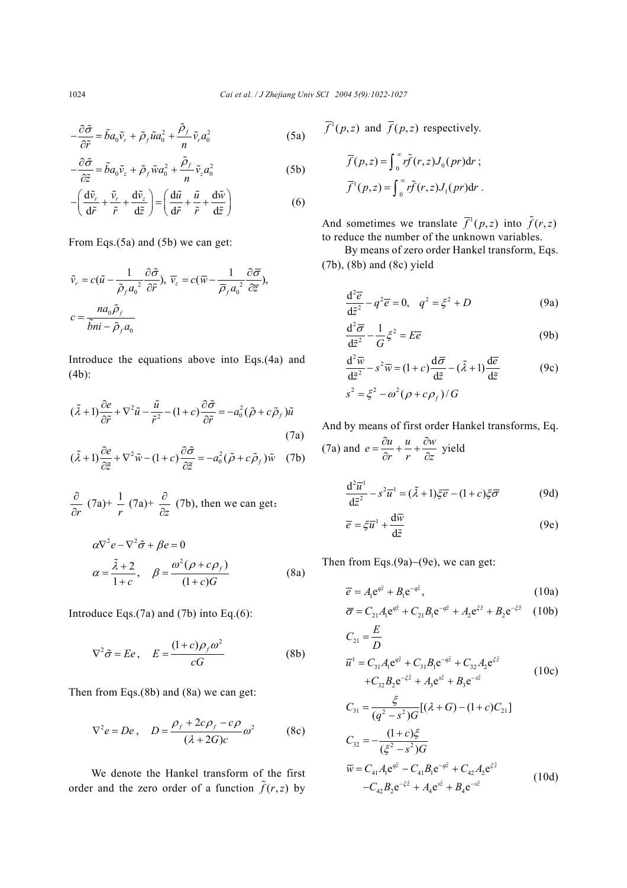$$-\frac{\partial \tilde{\sigma}}{\partial \tilde{r}} = \tilde{b}a_0\tilde{v}_r + \tilde{\rho}_f \tilde{u}a_0^2 + \frac{\tilde{\rho}_f}{n}\tilde{v}_r a_0^2 \tag{5a}$$

$$-\frac{\partial \tilde{\sigma}}{\partial \tilde{z}} = \tilde{b}a_0\tilde{v}_z + \tilde{\rho}_f \tilde{w}a_0^2 + \frac{\tilde{\rho}_f}{n}\tilde{v}_z a_0^2 \tag{5b}$$

$$-\left(\frac{\mathrm{d}\tilde{v}_r}{\mathrm{d}\tilde{r}} + \frac{\tilde{v}_r}{\tilde{r}} + \frac{\mathrm{d}\tilde{v}_z}{\mathrm{d}\tilde{z}}\right) = \left(\frac{\mathrm{d}\tilde{u}}{\mathrm{d}\tilde{r}} + \frac{\tilde{u}}{\tilde{r}} + \frac{\mathrm{d}\tilde{w}}{\mathrm{d}\tilde{z}}\right) \tag{6}$$

From Eqs.(5a) and (5b) we can get:

$$\tilde{v}_r = c(\tilde{u} - \frac{1}{\tilde{\rho}_f a_0^2}\frac{\partial \tilde{\sigma}}{\partial \tilde{r}}),\ \overline{v}_z = c(\overline{w} - \frac{1}{\overline{\rho}_f a_0^2}\frac{\partial \overline{\sigma}}{\partial \tilde{z}}),$$

$$c = \frac{n a_0 \tilde{\rho}_f}{\tilde{b}ni - \tilde{\rho}_f a_0}$$

Introduce the equations above into Eqs.(4a) and (4b):

$$(\tilde{\lambda}+1)\frac{\partial e}{\partial \tilde{r}} + \nabla^2\tilde{u} - \frac{\tilde{u}}{\tilde{r}^2} - (1+c)\frac{\partial \tilde{\sigma}}{\partial \tilde{r}} = -a_0^2(\tilde{\rho} + c\tilde{\rho}_f)\tilde{u} \tag{7a}$$

$$(\tilde{\lambda}+1)\frac{\partial e}{\partial \tilde{z}} + \nabla^2\tilde{w} - (1+c)\frac{\partial \tilde{\sigma}}{\partial \tilde{z}} = -a_0^2(\tilde{\rho} + c\tilde{\rho}_f)\tilde{w} \tag{7b}$$

$\frac{\partial}{\partial r}$ (7a)+ $\frac{1}{r}$ (7a)+ $\frac{\partial}{\partial z}$ (7b), then we can get：

$$\alpha\nabla^2 e - \nabla^2\tilde{\sigma} + \beta e = 0$$

$$\alpha = \frac{\tilde{\lambda}+2}{1+c},\quad \beta = \frac{\omega^2(\rho + c\rho_f)}{(1+c)G} \tag{8a}$$

Introduce Eqs.(7a) and (7b) into Eq.(6):

$$\nabla^2\tilde{\sigma} = Ee,\quad E = \frac{(1+c)\rho_f\omega^2}{cG} \tag{8b}$$

Then from Eqs.(8b) and (8a) we can get:

$$\nabla^2 e = De,\quad D = \frac{\rho_f + 2c\rho_f - c\rho}{(\lambda + 2G)c}\omega^2 \tag{8c}$$

We denote the Hankel transform of the first order and the zero order of a function $\tilde{f}(r,z)$ by $\overline{f}^1(p,z)$ and $\overline{f}(p,z)$ respectively.

$$\overline{f}(p,z) = \int_0^\infty r\tilde{f}(r,z)J_0(pr)\mathrm{d}r\,;$$

$$\overline{f}^1(p,z) = \int_0^\infty r\tilde{f}(r,z)J_1(pr)\mathrm{d}r\,.$$

And sometimes we translate $\overline{f}^1(p,z)$ into $\tilde{f}(r,z)$ to reduce the number of the unknown variables.

By means of zero order Hankel transform, Eqs. (7b), (8b) and (8c) yield

$$\frac{\mathrm{d}^2\overline{e}}{\mathrm{d}\tilde{z}^2} - q^2\overline{e} = 0,\quad q^2 = \xi^2 + D \tag{9a}$$

$$\frac{\mathrm{d}^2\overline{\sigma}}{\mathrm{d}\tilde{z}^2} - \frac{1}{G}\xi^2 = E\overline{e} \tag{9b}$$

$$\frac{\mathrm{d}^2\overline{w}}{\mathrm{d}\tilde{z}^2} - s^2\overline{w} = (1+c)\frac{\mathrm{d}\overline{\sigma}}{\mathrm{d}\tilde{z}} - (\tilde{\lambda}+1)\frac{\mathrm{d}\overline{e}}{\mathrm{d}\tilde{z}} \tag{9c}$$

$$s^2 = \xi^2 - \omega^2(\rho + c\rho_f)/G$$

And by means of first order Hankel transforms, Eq. (7a) and $e = \frac{\partial u}{\partial r} + \frac{u}{r} + \frac{\partial w}{\partial z}$ yield

$$\frac{\mathrm{d}^2\overline{u}^1}{\mathrm{d}\tilde{z}^2} - s^2\overline{u}^1 = (\tilde{\lambda}+1)\xi\overline{e} - (1+c)\xi\overline{\sigma} \tag{9d}$$

$$\overline{e} = \xi\overline{u}^1 + \frac{\mathrm{d}\overline{w}}{\mathrm{d}\tilde{z}} \tag{9e}$$

Then from Eqs.(9a)−(9e), we can get:

$$\overline{e} = A_1\mathrm{e}^{q\tilde{z}} + B_1\mathrm{e}^{-q\tilde{z}}, \tag{10a}$$

$$\overline{\sigma} = C_{21}A_1\mathrm{e}^{q\tilde{z}} + C_{21}B_1\mathrm{e}^{-q\tilde{z}} + A_2\mathrm{e}^{\xi\tilde{z}} + B_2\mathrm{e}^{-\xi\tilde{z}} \tag{10b}$$

$$C_{21} = \frac{E}{D}$$

$$\begin{aligned}\overline{u}^1 = {} & C_{31}A_1\mathrm{e}^{q\tilde{z}} + C_{31}B_1\mathrm{e}^{-q\tilde{z}} + C_{32}A_2\mathrm{e}^{\xi\tilde{z}} \\ & + C_{32}B_2\mathrm{e}^{-\xi\tilde{z}} + A_3\mathrm{e}^{s\tilde{z}} + B_3\mathrm{e}^{-s\tilde{z}}\end{aligned} \tag{10c}$$

$$C_{31} = \frac{\xi}{(q^2 - s^2)G}[(\lambda + G) - (1+c)C_{21}]$$

$$C_{32} = -\frac{(1+c)\xi}{(\xi^2 - s^2)G}$$

$$\begin{aligned}\overline{w} = {} & C_{41}A_1\mathrm{e}^{q\tilde{z}} - C_{41}B_1\mathrm{e}^{-q\tilde{z}} + C_{42}A_2\mathrm{e}^{\xi\tilde{z}} \\ & - C_{42}B_2\mathrm{e}^{-\xi\tilde{z}} + A_4\mathrm{e}^{s\tilde{z}} + B_4\mathrm{e}^{-s\tilde{z}}\end{aligned} \tag{10d}$$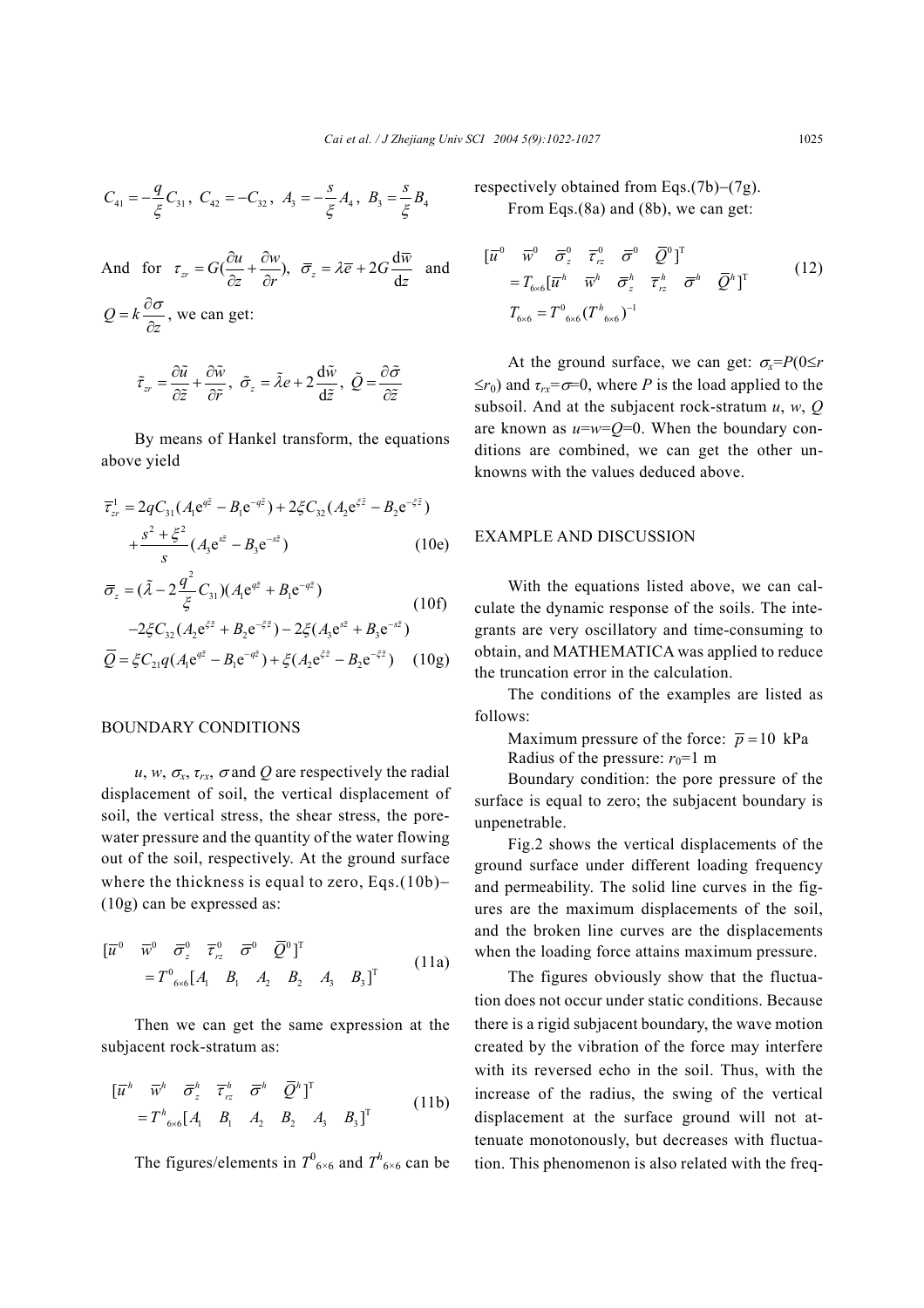$$C_{41}=-\frac{q}{\xi}C_{31},\ C_{42}=-C_{32},\ A_3=-\frac{s}{\xi}A_4,\ B_3=\frac{s}{\xi}B_4$$

And for $\tau_{zr}=G(\frac{\partial u}{\partial z}+\frac{\partial w}{\partial r})$, $\bar{\sigma}_z=\lambda\bar{e}+2G\frac{\mathrm{d}\bar{w}}{\mathrm{d}z}$ and $Q=k\frac{\partial\sigma}{\partial z}$, we can get:

$$\tilde{\tau}_{zr}=\frac{\partial\tilde{u}}{\partial\tilde{z}}+\frac{\partial\tilde{w}}{\partial\tilde{r}},\ \tilde{\sigma}_z=\tilde{\lambda}e+2\frac{\mathrm{d}\tilde{w}}{\mathrm{d}\tilde{z}},\ \tilde{Q}=\frac{\partial\tilde{\sigma}}{\partial\tilde{z}}$$

By means of Hankel transform, the equations above yield

$$\bar{\tau}_{zr}^{1}=2qC_{31}(A_1\mathrm{e}^{q\tilde{z}}-B_1\mathrm{e}^{-q\tilde{z}})+2\xi C_{32}(A_2\mathrm{e}^{\xi\tilde{z}}-B_2\mathrm{e}^{-\xi\tilde{z}})+\frac{s^2+\xi^2}{s}(A_3\mathrm{e}^{s\tilde{z}}-B_3\mathrm{e}^{-s\tilde{z}}) \tag{10e}$$

$$\bar{\sigma}_z=(\tilde{\lambda}-2\frac{q^2}{\xi}C_{31})(A_1\mathrm{e}^{q\tilde{z}}+B_1\mathrm{e}^{-q\tilde{z}})-2\xi C_{32}(A_2\mathrm{e}^{\xi\tilde{z}}+B_2\mathrm{e}^{-\xi\tilde{z}})-2\xi(A_3\mathrm{e}^{s\tilde{z}}+B_3\mathrm{e}^{-s\tilde{z}}) \tag{10f}$$

$$\bar{Q}=\xi C_{21}q(A_1\mathrm{e}^{q\tilde{z}}-B_1\mathrm{e}^{-q\tilde{z}})+\xi(A_2\mathrm{e}^{\xi\tilde{z}}-B_2\mathrm{e}^{-\xi\tilde{z}}) \tag{10g}$$

## BOUNDARY CONDITIONS

$u$, $w$, $\sigma_x$, $\tau_{rx}$, $\sigma$ and $Q$ are respectively the radial displacement of soil, the vertical displacement of soil, the vertical stress, the shear stress, the pore-water pressure and the quantity of the water flowing out of the soil, respectively. At the ground surface where the thickness is equal to zero, Eqs.(10b)–(10g) can be expressed as:

$$[\bar{u}^0\quad \bar{w}^0\quad \bar{\sigma}_z^0\quad \bar{\tau}_{rz}^0\quad \bar{\sigma}^0\quad \bar{Q}^0]^{\mathrm{T}}=T^0{}_{6\times6}[A_1\quad B_1\quad A_2\quad B_2\quad A_3\quad B_3]^{\mathrm{T}} \tag{11a}$$

Then we can get the same expression at the subjacent rock-stratum as:

$$[\bar{u}^h\quad \bar{w}^h\quad \bar{\sigma}_z^h\quad \bar{\tau}_{rz}^h\quad \bar{\sigma}^h\quad \bar{Q}^h]^{\mathrm{T}}=T^h{}_{6\times6}[A_1\quad B_1\quad A_2\quad B_2\quad A_3\quad B_3]^{\mathrm{T}} \tag{11b}$$

The figures/elements in $T^0{}_{6\times6}$ and $T^h{}_{6\times6}$ can be respectively obtained from Eqs.(7b)–(7g).

From Eqs.(8a) and (8b), we can get:

$$\begin{aligned}&[\bar{u}^0\quad \bar{w}^0\quad \bar{\sigma}_z^0\quad \bar{\tau}_{rz}^0\quad \bar{\sigma}^0\quad \bar{Q}^0]^{\mathrm{T}}\\&=T_{6\times6}[\bar{u}^h\quad \bar{w}^h\quad \bar{\sigma}_z^h\quad \bar{\tau}_{rz}^h\quad \bar{\sigma}^h\quad \bar{Q}^h]^{\mathrm{T}}\\&T_{6\times6}=T^0{}_{6\times6}(T^h{}_{6\times6})^{-1}\end{aligned} \tag{12}$$

At the ground surface, we can get: $\sigma_x=P(0\le r\le r_0)$ and $\tau_{rx}=\sigma=0$, where $P$ is the load applied to the subsoil. And at the subjacent rock-stratum $u$, $w$, $Q$ are known as $u=w=Q=0$. When the boundary conditions are combined, we can get the other unknowns with the values deduced above.

## EXAMPLE AND DISCUSSION

With the equations listed above, we can calculate the dynamic response of the soils. The integrants are very oscillatory and time-consuming to obtain, and MATHEMATICA was applied to reduce the truncation error in the calculation.

The conditions of the examples are listed as follows:

Maximum pressure of the force: $\bar{p}=10$ kPa

Radius of the pressure: $r_0$=1 m

Boundary condition: the pore pressure of the surface is equal to zero; the subjacent boundary is unpenetrable.

Fig.2 shows the vertical displacements of the ground surface under different loading frequency and permeability. The solid line curves in the figures are the maximum displacements of the soil, and the broken line curves are the displacements when the loading force attains maximum pressure.

The figures obviously show that the fluctuation does not occur under static conditions. Because there is a rigid subjacent boundary, the wave motion created by the vibration of the force may interfere with its reversed echo in the soil. Thus, with the increase of the radius, the swing of the vertical displacement at the surface ground will not attenuate monotonously, but decreases with fluctuation. This phenomenon is also related with the freq-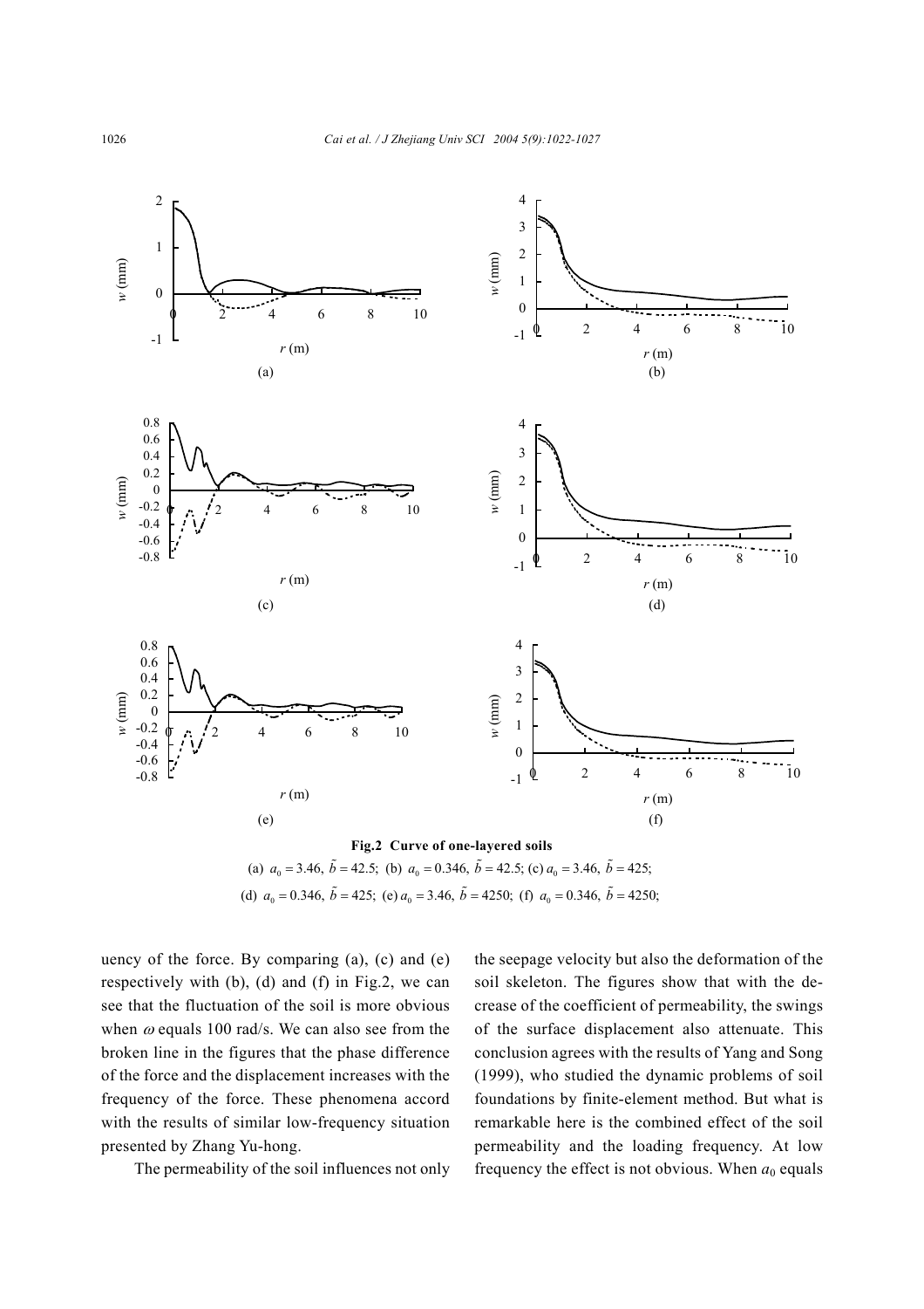**Fig.2 Curve of one-layered soils**

(a) $a_0 = 3.46$, $\tilde{b} = 42.5$; (b) $a_0 = 0.346$, $\tilde{b} = 42.5$; (c) $a_0 = 3.46$, $\tilde{b} = 425$; (d) $a_0 = 0.346$, $\tilde{b} = 425$; (e) $a_0 = 3.46$, $\tilde{b} = 4250$; (f) $a_0 = 0.346$, $\tilde{b} = 4250$;

uency of the force. By comparing (a), (c) and (e) respectively with (b), (d) and (f) in Fig.2, we can see that the fluctuation of the soil is more obvious when $\omega$ equals 100 rad/s. We can also see from the broken line in the figures that the phase difference of the force and the displacement increases with the frequency of the force. These phenomena accord with the results of similar low-frequency situation presented by Zhang Yu-hong.

The permeability of the soil influences not only the seepage velocity but also the deformation of the soil skeleton. The figures show that with the decrease of the coefficient of permeability, the swings of the surface displacement also attenuate. This conclusion agrees with the results of Yang and Song (1999), who studied the dynamic problems of soil foundations by finite-element method. But what is remarkable here is the combined effect of the soil permeability and the loading frequency. At low frequency the effect is not obvious. When $a_0$ equals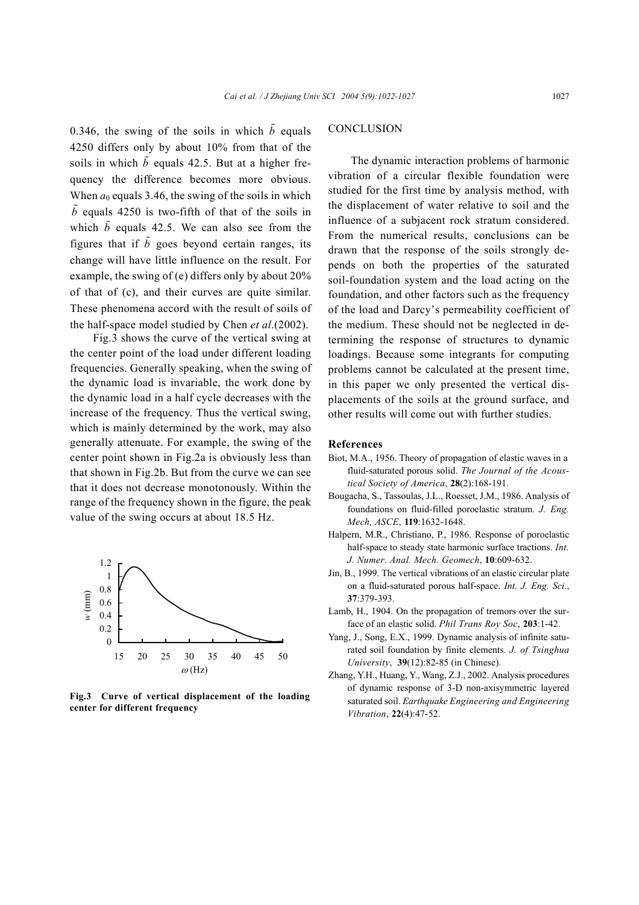0.346, the swing of the soils in which $\tilde{b}$ equals 4250 differs only by about 10% from that of the soils in which $\tilde{b}$ equals 42.5. But at a higher frequency the difference becomes more obvious. When $a_0$ equals 3.46, the swing of the soils in which $\tilde{b}$ equals 4250 is two-fifth of that of the soils in which $\tilde{b}$ equals 42.5. We can also see from the figures that if $\tilde{b}$ goes beyond certain ranges, its change will have little influence on the result. For example, the swing of (e) differs only by about 20% of that of (c), and their curves are quite similar. These phenomena accord with the result of soils of the half-space model studied by Chen *et al*.(2002).

Fig.3 shows the curve of the vertical swing at the center point of the load under different loading frequencies. Generally speaking, when the swing of the dynamic load is invariable, the work done by the dynamic load in a half cycle decreases with the increase of the frequency. Thus the vertical swing, which is mainly determined by the work, may also generally attenuate. For example, the swing of the center point shown in Fig.2a is obviously less than that shown in Fig.2b. But from the curve we can see that it does not decrease monotonously. Within the range of the frequency shown in the figure, the peak value of the swing occurs at about 18.5 Hz.

$w$ (mm)
1.2
1
0.8
0.6
0.4
0.2
0
15 20 25 30 35 40 45 50
$\omega$ (Hz)

**Fig.3 Curve of vertical displacement of the loading center for different frequency**

## CONCLUSION

The dynamic interaction problems of harmonic vibration of a circular flexible foundation were studied for the first time by analysis method, with the displacement of water relative to soil and the influence of a subjacent rock stratum considered. From the numerical results, conclusions can be drawn that the response of the soils strongly depends on both the properties of the saturated soil-foundation system and the load acting on the foundation, and other factors such as the frequency of the load and Darcy's permeability coefficient of the medium. These should not be neglected in determining the response of structures to dynamic loadings. Because some integrants for computing problems cannot be calculated at the present time, in this paper we only presented the vertical displacements of the soils at the ground surface, and other results will come out with further studies.

## References

Biot, M.A., 1956. Theory of propagation of elastic waves in a fluid-saturated porous solid. *The Journal of the Acoustical Society of America*, **28**(2):168-191.

Bougacha, S., Tassoulas, J.L., Roesset, J.M., 1986. Analysis of foundations on fluid-filled poroelastic stratum. *J. Eng. Mech, ASCE*, **119**:1632-1648.

Halpern, M.R., Christiano, P., 1986. Response of poroelastic half-space to steady state harmonic surface tractions. *Int. J. Numer. Anal. Mech. Geomech*, **10**:609-632.

Jin, B., 1999. The vertical vibrations of an elastic circular plate on a fluid-saturated porous half-space. *Int. J. Eng. Sci*., **37**:379-393.

Lamb, H., 1904. On the propagation of tremors over the surface of an elastic solid. *Phil Trans Roy Soc*, **203**:1-42.

Yang, J., Song, E.X., 1999. Dynamic analysis of infinite saturated soil foundation by finite elements. *J. of Tsinghua University*, **39**(12):82-85 (in Chinese).

Zhang, Y.H., Huang, Y., Wang, Z.J., 2002. Analysis procedures of dynamic response of 3-D non-axisymmetric layered saturated soil. *Earthquake Engineering and Engineering Vibration*, **22**(4):47-52.